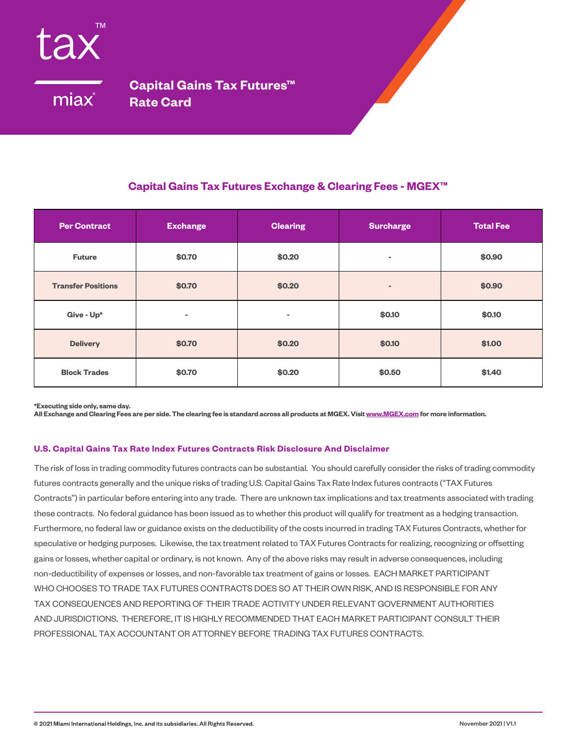tax™

miax®

# Capital Gains Tax Futures™ Rate Card

## Capital Gains Tax Futures Exchange & Clearing Fees - MGEX™

| Per Contract | Exchange | Clearing | Surcharge | Total Fee |
|---|---|---|---|---|
| Future | $0.70 | $0.20 | - | $0.90 |
| Transfer Positions | $0.70 | $0.20 | - | $0.90 |
| Give - Up* | - | - | $0.10 | $0.10 |
| Delivery | $0.70 | $0.20 | $0.10 | $1.00 |
| Block Trades | $0.70 | $0.20 | $0.50 | $1.40 |

**\*Executing side only, same day.**
**All Exchange and Clearing Fees are per side. The clearing fee is standard across all products at MGEX. Visit www.MGEX.com for more information.**

### U.S. Capital Gains Tax Rate Index Futures Contracts Risk Disclosure And Disclaimer

The risk of loss in trading commodity futures contracts can be substantial. You should carefully consider the risks of trading commodity futures contracts generally and the unique risks of trading U.S. Capital Gains Tax Rate Index futures contracts ("TAX Futures Contracts") in particular before entering into any trade. There are unknown tax implications and tax treatments associated with trading these contracts. No federal guidance has been issued as to whether this product will qualify for treatment as a hedging transaction. Furthermore, no federal law or guidance exists on the deductibility of the costs incurred in trading TAX Futures Contracts, whether for speculative or hedging purposes. Likewise, the tax treatment related to TAX Futures Contracts for realizing, recognizing or offsetting gains or losses, whether capital or ordinary, is not known. Any of the above risks may result in adverse consequences, including non-deductibility of expenses or losses, and non-favorable tax treatment of gains or losses. EACH MARKET PARTICIPANT WHO CHOOSES TO TRADE TAX FUTURES CONTRACTS DOES SO AT THEIR OWN RISK, AND IS RESPONSIBLE FOR ANY TAX CONSEQUENCES AND REPORTING OF THEIR TRADE ACTIVITY UNDER RELEVANT GOVERNMENT AUTHORITIES AND JURISDICTIONS. THEREFORE, IT IS HIGHLY RECOMMENDED THAT EACH MARKET PARTICIPANT CONSULT THEIR PROFESSIONAL TAX ACCOUNTANT OR ATTORNEY BEFORE TRADING TAX FUTURES CONTRACTS.

© 2021 Miami International Holdings, Inc. and its subsidiaries. All Rights Reserved.

November 2021 | V1.1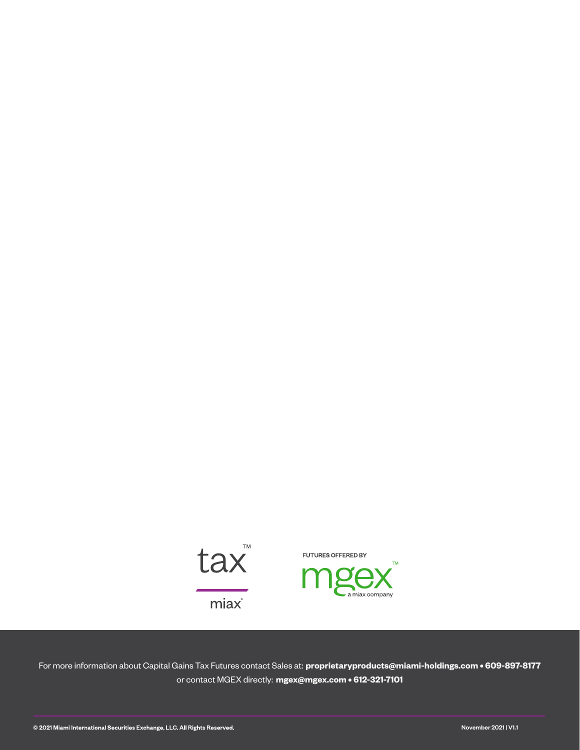tax™

miax®

FUTURES OFFERED BY

mgex™ a miax company

For more information about Capital Gains Tax Futures contact Sales at: **proprietaryproducts@miami-holdings.com • 609-897-8177**
or contact MGEX directly: **mgex@mgex.com • 612-321-7101**

© 2021 Miami International Securities Exchange, LLC. All Rights Reserved.

November 2021 | V1.1